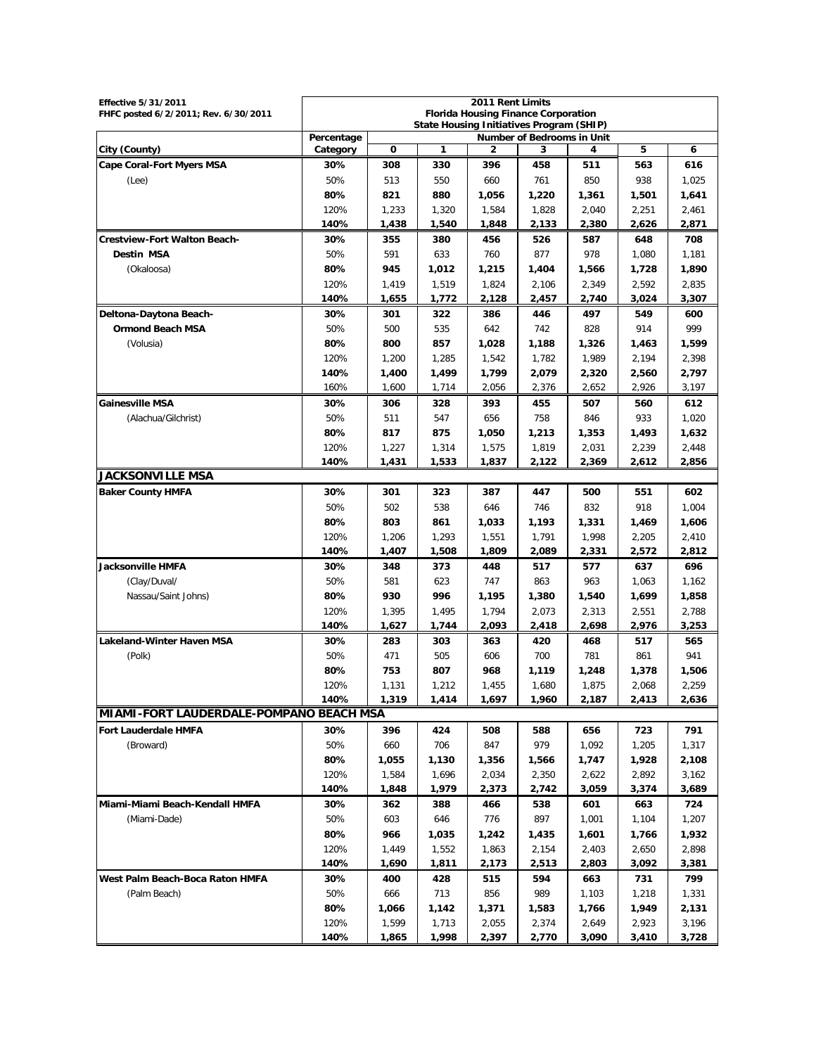| Effective 5/31/2011<br>FHFC posted 6/2/2011; Rev. 6/30/2011 | 2011 Rent Limits<br>Florida Housing Finance Corporation<br>State Housing Initiatives Program (SHIP) | | | | | | | |
|---|---|---|---|---|---|---|---|---|
| | Percentage | Number of Bedrooms in Unit | | | | | | |
| City (County) | Category | 0 | 1 | 2 | 3 | 4 | 5 | 6 |
| **Cape Coral-Fort Myers MSA** | **30%** | **308** | **330** | **396** | **458** | **511** | **563** | **616** |
| (Lee) | 50% | 513 | 550 | 660 | 761 | 850 | 938 | 1,025 |
| | **80%** | **821** | **880** | **1,056** | **1,220** | **1,361** | **1,501** | **1,641** |
| | 120% | 1,233 | 1,320 | 1,584 | 1,828 | 2,040 | 2,251 | 2,461 |
| | **140%** | **1,438** | **1,540** | **1,848** | **2,133** | **2,380** | **2,626** | **2,871** |
| **Crestview-Fort Walton Beach-** | **30%** | **355** | **380** | **456** | **526** | **587** | **648** | **708** |
| **Destin MSA** | 50% | 591 | 633 | 760 | 877 | 978 | 1,080 | 1,181 |
| (Okaloosa) | **80%** | **945** | **1,012** | **1,215** | **1,404** | **1,566** | **1,728** | **1,890** |
| | 120% | 1,419 | 1,519 | 1,824 | 2,106 | 2,349 | 2,592 | 2,835 |
| | **140%** | **1,655** | **1,772** | **2,128** | **2,457** | **2,740** | **3,024** | **3,307** |
| **Deltona-Daytona Beach-** | **30%** | **301** | **322** | **386** | **446** | **497** | **549** | **600** |
| **Ormond Beach MSA** | 50% | 500 | 535 | 642 | 742 | 828 | 914 | 999 |
| (Volusia) | **80%** | **800** | **857** | **1,028** | **1,188** | **1,326** | **1,463** | **1,599** |
| | 120% | 1,200 | 1,285 | 1,542 | 1,782 | 1,989 | 2,194 | 2,398 |
| | **140%** | **1,400** | **1,499** | **1,799** | **2,079** | **2,320** | **2,560** | **2,797** |
| | 160% | 1,600 | 1,714 | 2,056 | 2,376 | 2,652 | 2,926 | 3,197 |
| **Gainesville MSA** | **30%** | **306** | **328** | **393** | **455** | **507** | **560** | **612** |
| (Alachua/Gilchrist) | 50% | 511 | 547 | 656 | 758 | 846 | 933 | 1,020 |
| | **80%** | **817** | **875** | **1,050** | **1,213** | **1,353** | **1,493** | **1,632** |
| | 120% | 1,227 | 1,314 | 1,575 | 1,819 | 2,031 | 2,239 | 2,448 |
| | **140%** | **1,431** | **1,533** | **1,837** | **2,122** | **2,369** | **2,612** | **2,856** |
| **JACKSONVILLE MSA** | | | | | | | | |
| **Baker County HMFA** | **30%** | **301** | **323** | **387** | **447** | **500** | **551** | **602** |
| | 50% | 502 | 538 | 646 | 746 | 832 | 918 | 1,004 |
| | **80%** | **803** | **861** | **1,033** | **1,193** | **1,331** | **1,469** | **1,606** |
| | 120% | 1,206 | 1,293 | 1,551 | 1,791 | 1,998 | 2,205 | 2,410 |
| | **140%** | **1,407** | **1,508** | **1,809** | **2,089** | **2,331** | **2,572** | **2,812** |
| **Jacksonville HMFA** | **30%** | **348** | **373** | **448** | **517** | **577** | **637** | **696** |
| (Clay/Duval/ | 50% | 581 | 623 | 747 | 863 | 963 | 1,063 | 1,162 |
| Nassau/Saint Johns) | **80%** | **930** | **996** | **1,195** | **1,380** | **1,540** | **1,699** | **1,858** |
| | 120% | 1,395 | 1,495 | 1,794 | 2,073 | 2,313 | 2,551 | 2,788 |
| | **140%** | **1,627** | **1,744** | **2,093** | **2,418** | **2,698** | **2,976** | **3,253** |
| **Lakeland-Winter Haven MSA** | **30%** | **283** | **303** | **363** | **420** | **468** | **517** | **565** |
| (Polk) | 50% | 471 | 505 | 606 | 700 | 781 | 861 | 941 |
| | **80%** | **753** | **807** | **968** | **1,119** | **1,248** | **1,378** | **1,506** |
| | 120% | 1,131 | 1,212 | 1,455 | 1,680 | 1,875 | 2,068 | 2,259 |
| | **140%** | **1,319** | **1,414** | **1,697** | **1,960** | **2,187** | **2,413** | **2,636** |
| **MIAMI-FORT LAUDERDALE-POMPANO BEACH MSA** | | | | | | | | |
| **Fort Lauderdale HMFA** | **30%** | **396** | **424** | **508** | **588** | **656** | **723** | **791** |
| (Broward) | 50% | 660 | 706 | 847 | 979 | 1,092 | 1,205 | 1,317 |
| | **80%** | **1,055** | **1,130** | **1,356** | **1,566** | **1,747** | **1,928** | **2,108** |
| | 120% | 1,584 | 1,696 | 2,034 | 2,350 | 2,622 | 2,892 | 3,162 |
| | **140%** | **1,848** | **1,979** | **2,373** | **2,742** | **3,059** | **3,374** | **3,689** |
| **Miami-Miami Beach-Kendall HMFA** | **30%** | **362** | **388** | **466** | **538** | **601** | **663** | **724** |
| (Miami-Dade) | 50% | 603 | 646 | 776 | 897 | 1,001 | 1,104 | 1,207 |
| | **80%** | **966** | **1,035** | **1,242** | **1,435** | **1,601** | **1,766** | **1,932** |
| | 120% | 1,449 | 1,552 | 1,863 | 2,154 | 2,403 | 2,650 | 2,898 |
| | **140%** | **1,690** | **1,811** | **2,173** | **2,513** | **2,803** | **3,092** | **3,381** |
| **West Palm Beach-Boca Raton HMFA** | **30%** | **400** | **428** | **515** | **594** | **663** | **731** | **799** |
| (Palm Beach) | 50% | 666 | 713 | 856 | 989 | 1,103 | 1,218 | 1,331 |
| | **80%** | **1,066** | **1,142** | **1,371** | **1,583** | **1,766** | **1,949** | **2,131** |
| | 120% | 1,599 | 1,713 | 2,055 | 2,374 | 2,649 | 2,923 | 3,196 |
| | **140%** | **1,865** | **1,998** | **2,397** | **2,770** | **3,090** | **3,410** | **3,728** |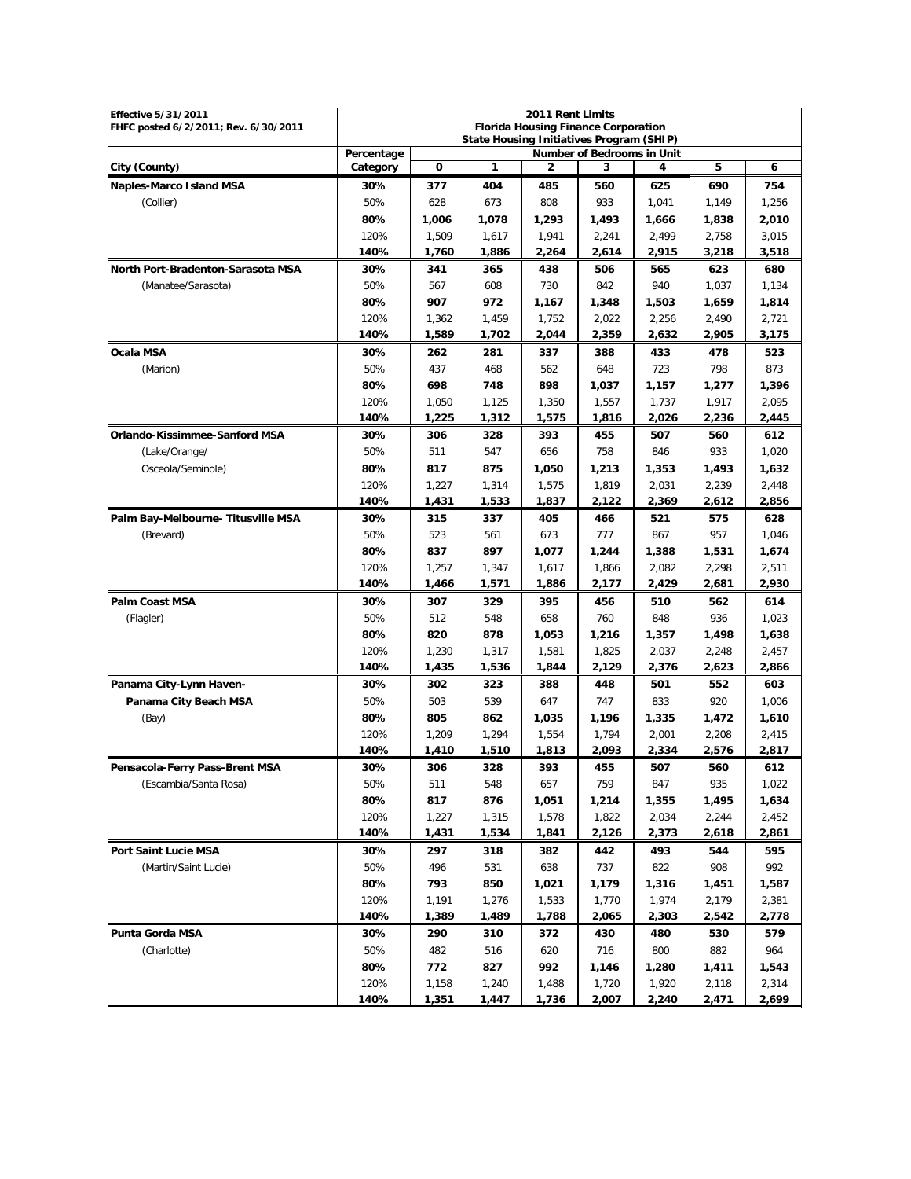| Effective 5/31/2011<br>FHFC posted 6/2/2011; Rev. 6/30/2011 | 2011 Rent Limits<br>Florida Housing Finance Corporation<br>State Housing Initiatives Program (SHIP) | | | | | | | |
|---|---|---|---|---|---|---|---|---|
| | Percentage | Number of Bedrooms in Unit | | | | | | |
| City (County) | Category | 0 | 1 | 2 | 3 | 4 | 5 | 6 |
| **Naples-Marco Island MSA** | **30%** | **377** | **404** | **485** | **560** | **625** | **690** | **754** |
| (Collier) | 50% | 628 | 673 | 808 | 933 | 1,041 | 1,149 | 1,256 |
| | **80%** | **1,006** | **1,078** | **1,293** | **1,493** | **1,666** | **1,838** | **2,010** |
| | 120% | 1,509 | 1,617 | 1,941 | 2,241 | 2,499 | 2,758 | 3,015 |
| | **140%** | **1,760** | **1,886** | **2,264** | **2,614** | **2,915** | **3,218** | **3,518** |
| **North Port-Bradenton-Sarasota MSA** | **30%** | **341** | **365** | **438** | **506** | **565** | **623** | **680** |
| (Manatee/Sarasota) | 50% | 567 | 608 | 730 | 842 | 940 | 1,037 | 1,134 |
| | **80%** | **907** | **972** | **1,167** | **1,348** | **1,503** | **1,659** | **1,814** |
| | 120% | 1,362 | 1,459 | 1,752 | 2,022 | 2,256 | 2,490 | 2,721 |
| | **140%** | **1,589** | **1,702** | **2,044** | **2,359** | **2,632** | **2,905** | **3,175** |
| **Ocala MSA** | **30%** | **262** | **281** | **337** | **388** | **433** | **478** | **523** |
| (Marion) | 50% | 437 | 468 | 562 | 648 | 723 | 798 | 873 |
| | **80%** | **698** | **748** | **898** | **1,037** | **1,157** | **1,277** | **1,396** |
| | 120% | 1,050 | 1,125 | 1,350 | 1,557 | 1,737 | 1,917 | 2,095 |
| | **140%** | **1,225** | **1,312** | **1,575** | **1,816** | **2,026** | **2,236** | **2,445** |
| **Orlando-Kissimmee-Sanford MSA** | **30%** | **306** | **328** | **393** | **455** | **507** | **560** | **612** |
| (Lake/Orange/ | 50% | 511 | 547 | 656 | 758 | 846 | 933 | 1,020 |
| Osceola/Seminole) | **80%** | **817** | **875** | **1,050** | **1,213** | **1,353** | **1,493** | **1,632** |
| | 120% | 1,227 | 1,314 | 1,575 | 1,819 | 2,031 | 2,239 | 2,448 |
| | **140%** | **1,431** | **1,533** | **1,837** | **2,122** | **2,369** | **2,612** | **2,856** |
| **Palm Bay-Melbourne- Titusville MSA** | **30%** | **315** | **337** | **405** | **466** | **521** | **575** | **628** |
| (Brevard) | 50% | 523 | 561 | 673 | 777 | 867 | 957 | 1,046 |
| | **80%** | **837** | **897** | **1,077** | **1,244** | **1,388** | **1,531** | **1,674** |
| | 120% | 1,257 | 1,347 | 1,617 | 1,866 | 2,082 | 2,298 | 2,511 |
| | **140%** | **1,466** | **1,571** | **1,886** | **2,177** | **2,429** | **2,681** | **2,930** |
| **Palm Coast MSA** | **30%** | **307** | **329** | **395** | **456** | **510** | **562** | **614** |
| (Flagler) | 50% | 512 | 548 | 658 | 760 | 848 | 936 | 1,023 |
| | **80%** | **820** | **878** | **1,053** | **1,216** | **1,357** | **1,498** | **1,638** |
| | 120% | 1,230 | 1,317 | 1,581 | 1,825 | 2,037 | 2,248 | 2,457 |
| | **140%** | **1,435** | **1,536** | **1,844** | **2,129** | **2,376** | **2,623** | **2,866** |
| **Panama City-Lynn Haven-** | **30%** | **302** | **323** | **388** | **448** | **501** | **552** | **603** |
| **Panama City Beach MSA** | 50% | 503 | 539 | 647 | 747 | 833 | 920 | 1,006 |
| (Bay) | **80%** | **805** | **862** | **1,035** | **1,196** | **1,335** | **1,472** | **1,610** |
| | 120% | 1,209 | 1,294 | 1,554 | 1,794 | 2,001 | 2,208 | 2,415 |
| | **140%** | **1,410** | **1,510** | **1,813** | **2,093** | **2,334** | **2,576** | **2,817** |
| **Pensacola-Ferry Pass-Brent MSA** | **30%** | **306** | **328** | **393** | **455** | **507** | **560** | **612** |
| (Escambia/Santa Rosa) | 50% | 511 | 548 | 657 | 759 | 847 | 935 | 1,022 |
| | **80%** | **817** | **876** | **1,051** | **1,214** | **1,355** | **1,495** | **1,634** |
| | 120% | 1,227 | 1,315 | 1,578 | 1,822 | 2,034 | 2,244 | 2,452 |
| | **140%** | **1,431** | **1,534** | **1,841** | **2,126** | **2,373** | **2,618** | **2,861** |
| **Port Saint Lucie MSA** | **30%** | **297** | **318** | **382** | **442** | **493** | **544** | **595** |
| (Martin/Saint Lucie) | 50% | 496 | 531 | 638 | 737 | 822 | 908 | 992 |
| | **80%** | **793** | **850** | **1,021** | **1,179** | **1,316** | **1,451** | **1,587** |
| | 120% | 1,191 | 1,276 | 1,533 | 1,770 | 1,974 | 2,179 | 2,381 |
| | **140%** | **1,389** | **1,489** | **1,788** | **2,065** | **2,303** | **2,542** | **2,778** |
| **Punta Gorda MSA** | **30%** | **290** | **310** | **372** | **430** | **480** | **530** | **579** |
| (Charlotte) | 50% | 482 | 516 | 620 | 716 | 800 | 882 | 964 |
| | **80%** | **772** | **827** | **992** | **1,146** | **1,280** | **1,411** | **1,543** |
| | 120% | 1,158 | 1,240 | 1,488 | 1,720 | 1,920 | 2,118 | 2,314 |
| | **140%** | **1,351** | **1,447** | **1,736** | **2,007** | **2,240** | **2,471** | **2,699** |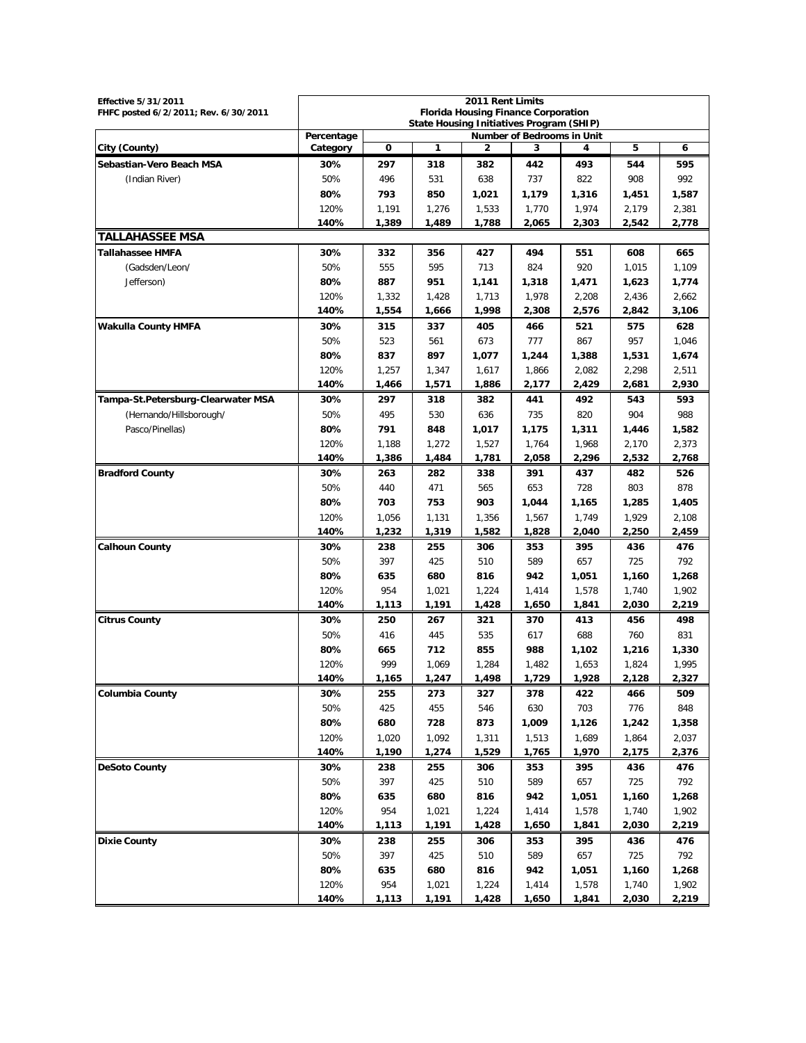| Effective 5/31/2011<br>FHFC posted 6/2/2011; Rev. 6/30/2011 | 2011 Rent Limits<br>Florida Housing Finance Corporation<br>State Housing Initiatives Program (SHIP) | | | | | | | |
|---|---|---|---|---|---|---|---|---|
| | Percentage | Number of Bedrooms in Unit | | | | | | |
| City (County) | Category | 0 | 1 | 2 | 3 | 4 | 5 | 6 |
| **Sebastian-Vero Beach MSA** | **30%** | **297** | **318** | **382** | **442** | **493** | **544** | **595** |
| (Indian River) | 50% | 496 | 531 | 638 | 737 | 822 | 908 | 992 |
| | **80%** | **793** | **850** | **1,021** | **1,179** | **1,316** | **1,451** | **1,587** |
| | 120% | 1,191 | 1,276 | 1,533 | 1,770 | 1,974 | 2,179 | 2,381 |
| | **140%** | **1,389** | **1,489** | **1,788** | **2,065** | **2,303** | **2,542** | **2,778** |
| **TALLAHASSEE MSA** | | | | | | | | |
| **Tallahassee HMFA** | **30%** | **332** | **356** | **427** | **494** | **551** | **608** | **665** |
| (Gadsden/Leon/ | 50% | 555 | 595 | 713 | 824 | 920 | 1,015 | 1,109 |
| Jefferson) | **80%** | **887** | **951** | **1,141** | **1,318** | **1,471** | **1,623** | **1,774** |
| | 120% | 1,332 | 1,428 | 1,713 | 1,978 | 2,208 | 2,436 | 2,662 |
| | **140%** | **1,554** | **1,666** | **1,998** | **2,308** | **2,576** | **2,842** | **3,106** |
| **Wakulla County HMFA** | **30%** | **315** | **337** | **405** | **466** | **521** | **575** | **628** |
| | 50% | 523 | 561 | 673 | 777 | 867 | 957 | 1,046 |
| | **80%** | **837** | **897** | **1,077** | **1,244** | **1,388** | **1,531** | **1,674** |
| | 120% | 1,257 | 1,347 | 1,617 | 1,866 | 2,082 | 2,298 | 2,511 |
| | **140%** | **1,466** | **1,571** | **1,886** | **2,177** | **2,429** | **2,681** | **2,930** |
| **Tampa-St.Petersburg-Clearwater MSA** | **30%** | **297** | **318** | **382** | **441** | **492** | **543** | **593** |
| (Hernando/Hillsborough/ | 50% | 495 | 530 | 636 | 735 | 820 | 904 | 988 |
| Pasco/Pinellas) | **80%** | **791** | **848** | **1,017** | **1,175** | **1,311** | **1,446** | **1,582** |
| | 120% | 1,188 | 1,272 | 1,527 | 1,764 | 1,968 | 2,170 | 2,373 |
| | **140%** | **1,386** | **1,484** | **1,781** | **2,058** | **2,296** | **2,532** | **2,768** |
| **Bradford County** | **30%** | **263** | **282** | **338** | **391** | **437** | **482** | **526** |
| | 50% | 440 | 471 | 565 | 653 | 728 | 803 | 878 |
| | **80%** | **703** | **753** | **903** | **1,044** | **1,165** | **1,285** | **1,405** |
| | 120% | 1,056 | 1,131 | 1,356 | 1,567 | 1,749 | 1,929 | 2,108 |
| | **140%** | **1,232** | **1,319** | **1,582** | **1,828** | **2,040** | **2,250** | **2,459** |
| **Calhoun County** | **30%** | **238** | **255** | **306** | **353** | **395** | **436** | **476** |
| | 50% | 397 | 425 | 510 | 589 | 657 | 725 | 792 |
| | **80%** | **635** | **680** | **816** | **942** | **1,051** | **1,160** | **1,268** |
| | 120% | 954 | 1,021 | 1,224 | 1,414 | 1,578 | 1,740 | 1,902 |
| | **140%** | **1,113** | **1,191** | **1,428** | **1,650** | **1,841** | **2,030** | **2,219** |
| **Citrus County** | **30%** | **250** | **267** | **321** | **370** | **413** | **456** | **498** |
| | 50% | 416 | 445 | 535 | 617 | 688 | 760 | 831 |
| | **80%** | **665** | **712** | **855** | **988** | **1,102** | **1,216** | **1,330** |
| | 120% | 999 | 1,069 | 1,284 | 1,482 | 1,653 | 1,824 | 1,995 |
| | **140%** | **1,165** | **1,247** | **1,498** | **1,729** | **1,928** | **2,128** | **2,327** |
| **Columbia County** | **30%** | **255** | **273** | **327** | **378** | **422** | **466** | **509** |
| | 50% | 425 | 455 | 546 | 630 | 703 | 776 | 848 |
| | **80%** | **680** | **728** | **873** | **1,009** | **1,126** | **1,242** | **1,358** |
| | 120% | 1,020 | 1,092 | 1,311 | 1,513 | 1,689 | 1,864 | 2,037 |
| | **140%** | **1,190** | **1,274** | **1,529** | **1,765** | **1,970** | **2,175** | **2,376** |
| **DeSoto County** | **30%** | **238** | **255** | **306** | **353** | **395** | **436** | **476** |
| | 50% | 397 | 425 | 510 | 589 | 657 | 725 | 792 |
| | **80%** | **635** | **680** | **816** | **942** | **1,051** | **1,160** | **1,268** |
| | 120% | 954 | 1,021 | 1,224 | 1,414 | 1,578 | 1,740 | 1,902 |
| | **140%** | **1,113** | **1,191** | **1,428** | **1,650** | **1,841** | **2,030** | **2,219** |
| **Dixie County** | **30%** | **238** | **255** | **306** | **353** | **395** | **436** | **476** |
| | 50% | 397 | 425 | 510 | 589 | 657 | 725 | 792 |
| | **80%** | **635** | **680** | **816** | **942** | **1,051** | **1,160** | **1,268** |
| | 120% | 954 | 1,021 | 1,224 | 1,414 | 1,578 | 1,740 | 1,902 |
| | **140%** | **1,113** | **1,191** | **1,428** | **1,650** | **1,841** | **2,030** | **2,219** |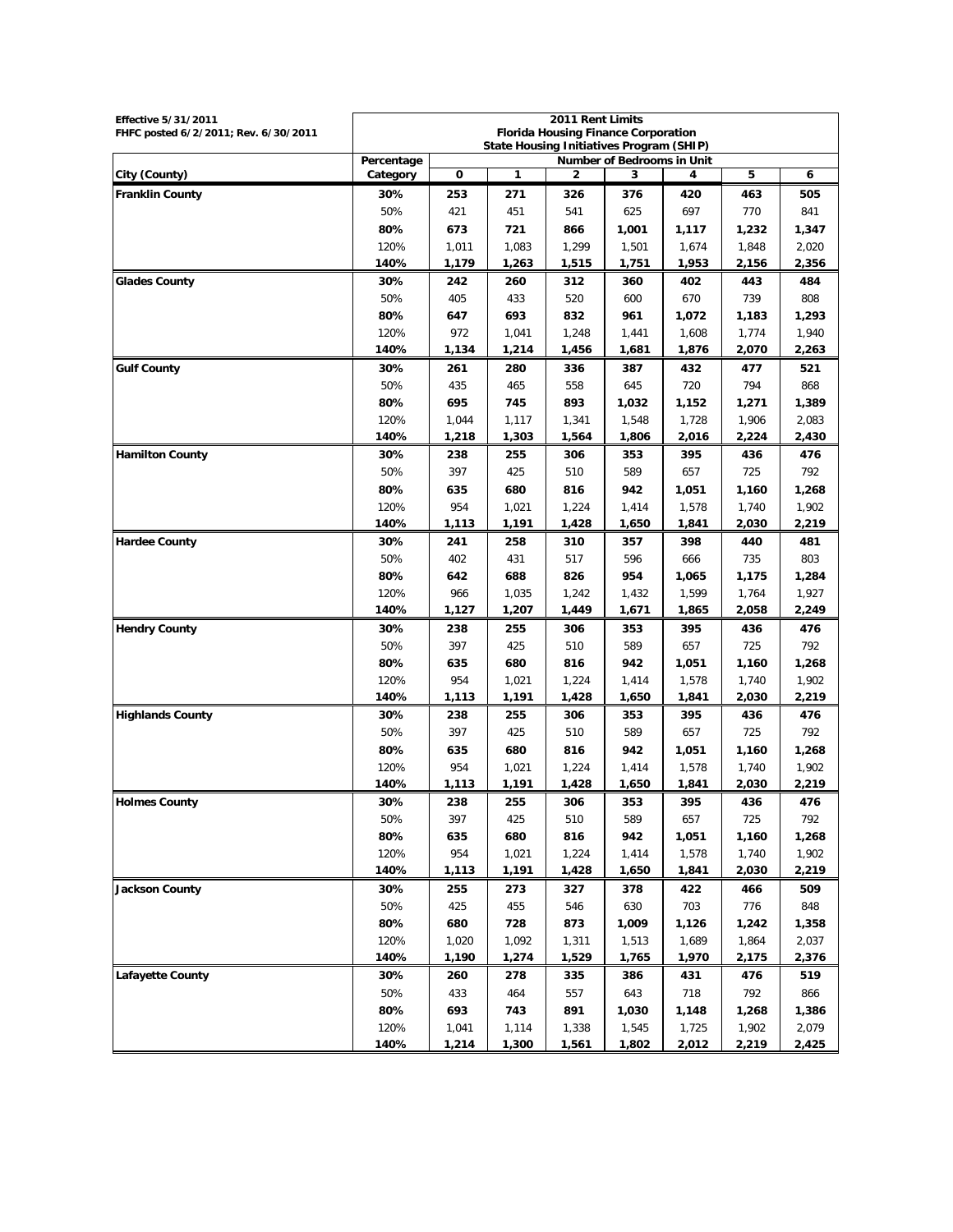| Effective 5/31/2011<br>FHFC posted 6/2/2011; Rev. 6/30/2011 | 2011 Rent Limits<br>Florida Housing Finance Corporation<br>State Housing Initiatives Program (SHIP) | | | | | | | |
|---|---|---|---|---|---|---|---|---|
| | Percentage | Number of Bedrooms in Unit | | | | | | |
| City (County) | Category | 0 | 1 | 2 | 3 | 4 | 5 | 6 |
| **Franklin County** | **30%** | **253** | **271** | **326** | **376** | **420** | **463** | **505** |
| | 50% | 421 | 451 | 541 | 625 | 697 | 770 | 841 |
| | **80%** | **673** | **721** | **866** | **1,001** | **1,117** | **1,232** | **1,347** |
| | 120% | 1,011 | 1,083 | 1,299 | 1,501 | 1,674 | 1,848 | 2,020 |
| | **140%** | **1,179** | **1,263** | **1,515** | **1,751** | **1,953** | **2,156** | **2,356** |
| **Glades County** | **30%** | **242** | **260** | **312** | **360** | **402** | **443** | **484** |
| | 50% | 405 | 433 | 520 | 600 | 670 | 739 | 808 |
| | **80%** | **647** | **693** | **832** | **961** | **1,072** | **1,183** | **1,293** |
| | 120% | 972 | 1,041 | 1,248 | 1,441 | 1,608 | 1,774 | 1,940 |
| | **140%** | **1,134** | **1,214** | **1,456** | **1,681** | **1,876** | **2,070** | **2,263** |
| **Gulf County** | **30%** | **261** | **280** | **336** | **387** | **432** | **477** | **521** |
| | 50% | 435 | 465 | 558 | 645 | 720 | 794 | 868 |
| | **80%** | **695** | **745** | **893** | **1,032** | **1,152** | **1,271** | **1,389** |
| | 120% | 1,044 | 1,117 | 1,341 | 1,548 | 1,728 | 1,906 | 2,083 |
| | **140%** | **1,218** | **1,303** | **1,564** | **1,806** | **2,016** | **2,224** | **2,430** |
| **Hamilton County** | **30%** | **238** | **255** | **306** | **353** | **395** | **436** | **476** |
| | 50% | 397 | 425 | 510 | 589 | 657 | 725 | 792 |
| | **80%** | **635** | **680** | **816** | **942** | **1,051** | **1,160** | **1,268** |
| | 120% | 954 | 1,021 | 1,224 | 1,414 | 1,578 | 1,740 | 1,902 |
| | **140%** | **1,113** | **1,191** | **1,428** | **1,650** | **1,841** | **2,030** | **2,219** |
| **Hardee County** | **30%** | **241** | **258** | **310** | **357** | **398** | **440** | **481** |
| | 50% | 402 | 431 | 517 | 596 | 666 | 735 | 803 |
| | **80%** | **642** | **688** | **826** | **954** | **1,065** | **1,175** | **1,284** |
| | 120% | 966 | 1,035 | 1,242 | 1,432 | 1,599 | 1,764 | 1,927 |
| | **140%** | **1,127** | **1,207** | **1,449** | **1,671** | **1,865** | **2,058** | **2,249** |
| **Hendry County** | **30%** | **238** | **255** | **306** | **353** | **395** | **436** | **476** |
| | 50% | 397 | 425 | 510 | 589 | 657 | 725 | 792 |
| | **80%** | **635** | **680** | **816** | **942** | **1,051** | **1,160** | **1,268** |
| | 120% | 954 | 1,021 | 1,224 | 1,414 | 1,578 | 1,740 | 1,902 |
| | **140%** | **1,113** | **1,191** | **1,428** | **1,650** | **1,841** | **2,030** | **2,219** |
| **Highlands County** | **30%** | **238** | **255** | **306** | **353** | **395** | **436** | **476** |
| | 50% | 397 | 425 | 510 | 589 | 657 | 725 | 792 |
| | **80%** | **635** | **680** | **816** | **942** | **1,051** | **1,160** | **1,268** |
| | 120% | 954 | 1,021 | 1,224 | 1,414 | 1,578 | 1,740 | 1,902 |
| | **140%** | **1,113** | **1,191** | **1,428** | **1,650** | **1,841** | **2,030** | **2,219** |
| **Holmes County** | **30%** | **238** | **255** | **306** | **353** | **395** | **436** | **476** |
| | 50% | 397 | 425 | 510 | 589 | 657 | 725 | 792 |
| | **80%** | **635** | **680** | **816** | **942** | **1,051** | **1,160** | **1,268** |
| | 120% | 954 | 1,021 | 1,224 | 1,414 | 1,578 | 1,740 | 1,902 |
| | **140%** | **1,113** | **1,191** | **1,428** | **1,650** | **1,841** | **2,030** | **2,219** |
| **Jackson County** | **30%** | **255** | **273** | **327** | **378** | **422** | **466** | **509** |
| | 50% | 425 | 455 | 546 | 630 | 703 | 776 | 848 |
| | **80%** | **680** | **728** | **873** | **1,009** | **1,126** | **1,242** | **1,358** |
| | 120% | 1,020 | 1,092 | 1,311 | 1,513 | 1,689 | 1,864 | 2,037 |
| | **140%** | **1,190** | **1,274** | **1,529** | **1,765** | **1,970** | **2,175** | **2,376** |
| **Lafayette County** | **30%** | **260** | **278** | **335** | **386** | **431** | **476** | **519** |
| | 50% | 433 | 464 | 557 | 643 | 718 | 792 | 866 |
| | **80%** | **693** | **743** | **891** | **1,030** | **1,148** | **1,268** | **1,386** |
| | 120% | 1,041 | 1,114 | 1,338 | 1,545 | 1,725 | 1,902 | 2,079 |
| | **140%** | **1,214** | **1,300** | **1,561** | **1,802** | **2,012** | **2,219** | **2,425** |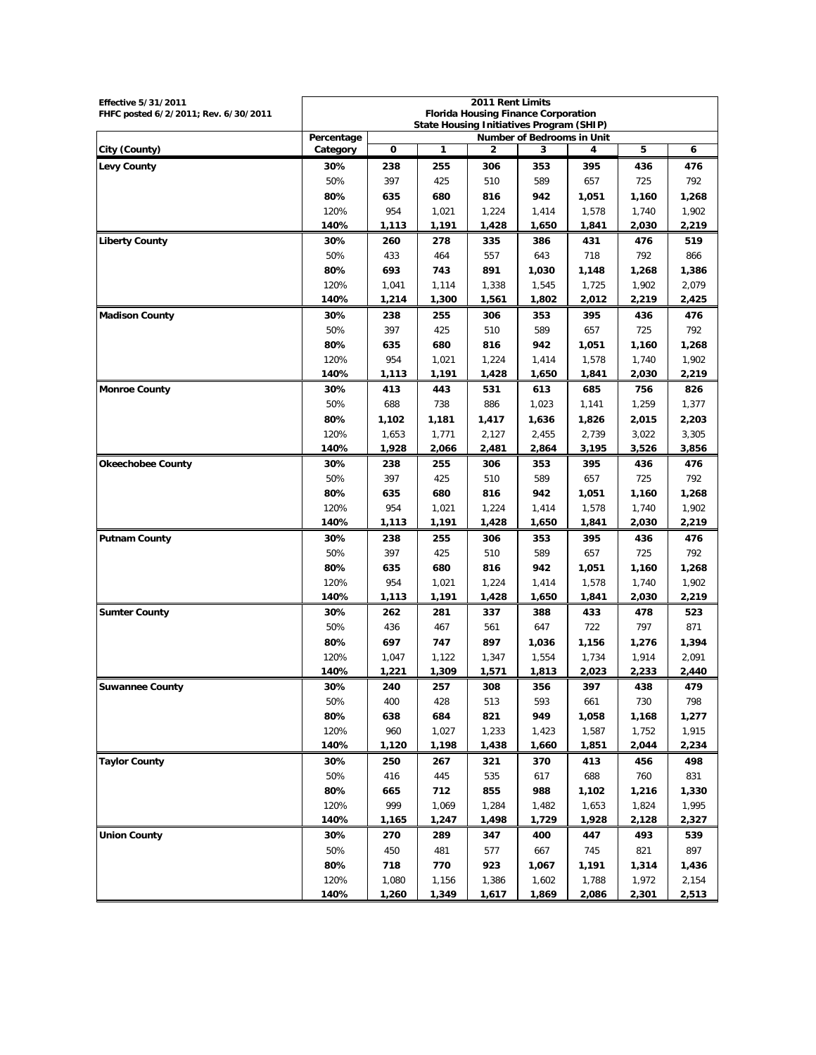| Effective 5/31/2011<br>FHFC posted 6/2/2011; Rev. 6/30/2011 | 2011 Rent Limits<br>Florida Housing Finance Corporation<br>State Housing Initiatives Program (SHIP) | | | | | | | |
|---|---|---|---|---|---|---|---|---|
| | Percentage | Number of Bedrooms in Unit | | | | | | |
| City (County) | Category | 0 | 1 | 2 | 3 | 4 | 5 | 6 |
| **Levy County** | **30%** | **238** | **255** | **306** | **353** | **395** | **436** | **476** |
| | 50% | 397 | 425 | 510 | 589 | 657 | 725 | 792 |
| | **80%** | **635** | **680** | **816** | **942** | **1,051** | **1,160** | **1,268** |
| | 120% | 954 | 1,021 | 1,224 | 1,414 | 1,578 | 1,740 | 1,902 |
| | **140%** | **1,113** | **1,191** | **1,428** | **1,650** | **1,841** | **2,030** | **2,219** |
| **Liberty County** | **30%** | **260** | **278** | **335** | **386** | **431** | **476** | **519** |
| | 50% | 433 | 464 | 557 | 643 | 718 | 792 | 866 |
| | **80%** | **693** | **743** | **891** | **1,030** | **1,148** | **1,268** | **1,386** |
| | 120% | 1,041 | 1,114 | 1,338 | 1,545 | 1,725 | 1,902 | 2,079 |
| | **140%** | **1,214** | **1,300** | **1,561** | **1,802** | **2,012** | **2,219** | **2,425** |
| **Madison County** | **30%** | **238** | **255** | **306** | **353** | **395** | **436** | **476** |
| | 50% | 397 | 425 | 510 | 589 | 657 | 725 | 792 |
| | **80%** | **635** | **680** | **816** | **942** | **1,051** | **1,160** | **1,268** |
| | 120% | 954 | 1,021 | 1,224 | 1,414 | 1,578 | 1,740 | 1,902 |
| | **140%** | **1,113** | **1,191** | **1,428** | **1,650** | **1,841** | **2,030** | **2,219** |
| **Monroe County** | **30%** | **413** | **443** | **531** | **613** | **685** | **756** | **826** |
| | 50% | 688 | 738 | 886 | 1,023 | 1,141 | 1,259 | 1,377 |
| | **80%** | **1,102** | **1,181** | **1,417** | **1,636** | **1,826** | **2,015** | **2,203** |
| | 120% | 1,653 | 1,771 | 2,127 | 2,455 | 2,739 | 3,022 | 3,305 |
| | **140%** | **1,928** | **2,066** | **2,481** | **2,864** | **3,195** | **3,526** | **3,856** |
| **Okeechobee County** | **30%** | **238** | **255** | **306** | **353** | **395** | **436** | **476** |
| | 50% | 397 | 425 | 510 | 589 | 657 | 725 | 792 |
| | **80%** | **635** | **680** | **816** | **942** | **1,051** | **1,160** | **1,268** |
| | 120% | 954 | 1,021 | 1,224 | 1,414 | 1,578 | 1,740 | 1,902 |
| | **140%** | **1,113** | **1,191** | **1,428** | **1,650** | **1,841** | **2,030** | **2,219** |
| **Putnam County** | **30%** | **238** | **255** | **306** | **353** | **395** | **436** | **476** |
| | 50% | 397 | 425 | 510 | 589 | 657 | 725 | 792 |
| | **80%** | **635** | **680** | **816** | **942** | **1,051** | **1,160** | **1,268** |
| | 120% | 954 | 1,021 | 1,224 | 1,414 | 1,578 | 1,740 | 1,902 |
| | **140%** | **1,113** | **1,191** | **1,428** | **1,650** | **1,841** | **2,030** | **2,219** |
| **Sumter County** | **30%** | **262** | **281** | **337** | **388** | **433** | **478** | **523** |
| | 50% | 436 | 467 | 561 | 647 | 722 | 797 | 871 |
| | **80%** | **697** | **747** | **897** | **1,036** | **1,156** | **1,276** | **1,394** |
| | 120% | 1,047 | 1,122 | 1,347 | 1,554 | 1,734 | 1,914 | 2,091 |
| | **140%** | **1,221** | **1,309** | **1,571** | **1,813** | **2,023** | **2,233** | **2,440** |
| **Suwannee County** | **30%** | **240** | **257** | **308** | **356** | **397** | **438** | **479** |
| | 50% | 400 | 428 | 513 | 593 | 661 | 730 | 798 |
| | **80%** | **638** | **684** | **821** | **949** | **1,058** | **1,168** | **1,277** |
| | 120% | 960 | 1,027 | 1,233 | 1,423 | 1,587 | 1,752 | 1,915 |
| | **140%** | **1,120** | **1,198** | **1,438** | **1,660** | **1,851** | **2,044** | **2,234** |
| **Taylor County** | **30%** | **250** | **267** | **321** | **370** | **413** | **456** | **498** |
| | 50% | 416 | 445 | 535 | 617 | 688 | 760 | 831 |
| | **80%** | **665** | **712** | **855** | **988** | **1,102** | **1,216** | **1,330** |
| | 120% | 999 | 1,069 | 1,284 | 1,482 | 1,653 | 1,824 | 1,995 |
| | **140%** | **1,165** | **1,247** | **1,498** | **1,729** | **1,928** | **2,128** | **2,327** |
| **Union County** | **30%** | **270** | **289** | **347** | **400** | **447** | **493** | **539** |
| | 50% | 450 | 481 | 577 | 667 | 745 | 821 | 897 |
| | **80%** | **718** | **770** | **923** | **1,067** | **1,191** | **1,314** | **1,436** |
| | 120% | 1,080 | 1,156 | 1,386 | 1,602 | 1,788 | 1,972 | 2,154 |
| | **140%** | **1,260** | **1,349** | **1,617** | **1,869** | **2,086** | **2,301** | **2,513** |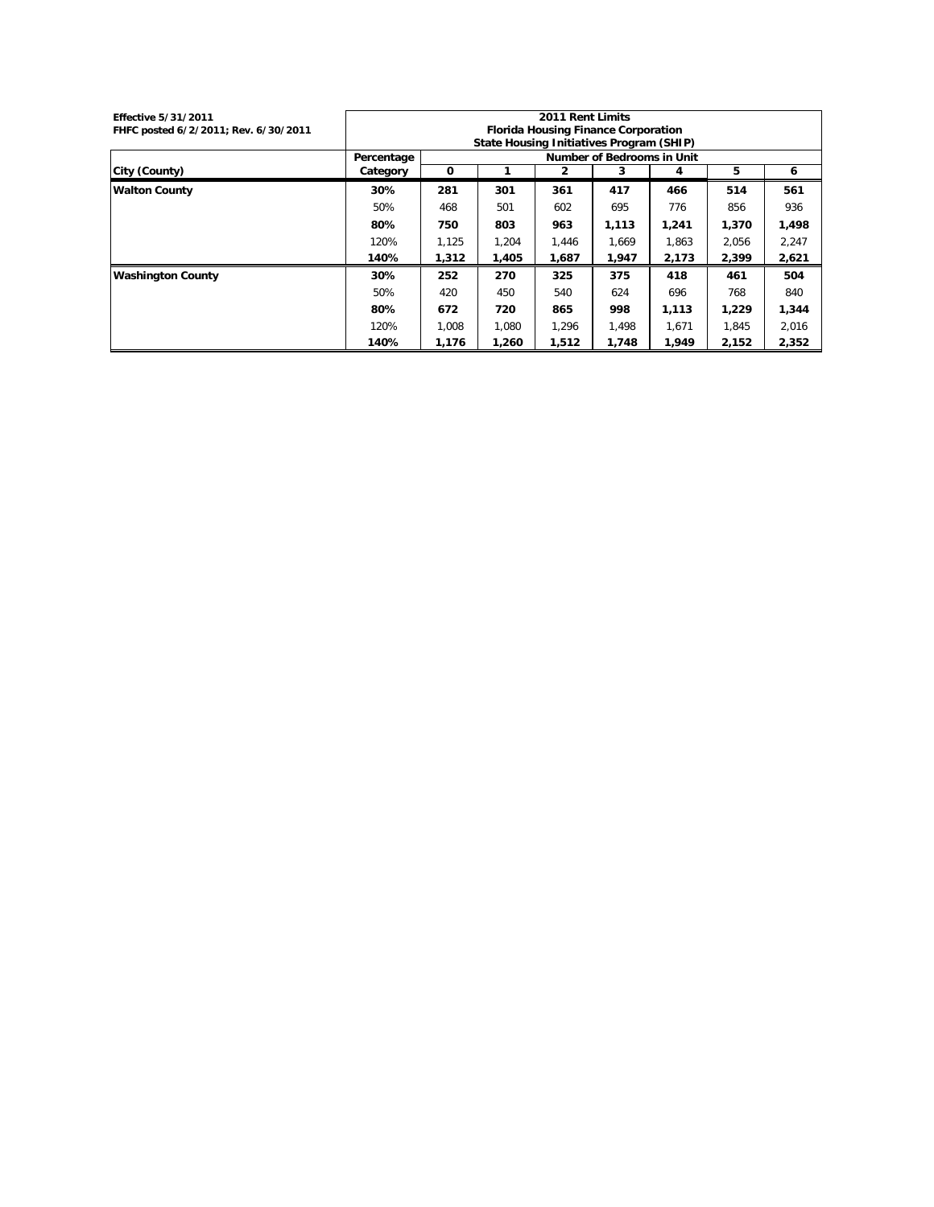Effective 5/31/2011
FHFC posted 6/2/2011; Rev. 6/30/2011

**2011 Rent Limits**
**Florida Housing Finance Corporation**
**State Housing Initiatives Program (SHIP)**

| City (County) | Percentage Category | 0 | 1 | 2 | 3 | 4 | 5 | 6 |
|---|---|---|---|---|---|---|---|---|
| | | Number of Bedrooms in Unit | | | | | | |
| **Walton County** | **30%** | **281** | **301** | **361** | **417** | **466** | **514** | **561** |
| | 50% | 468 | 501 | 602 | 695 | 776 | 856 | 936 |
| | **80%** | **750** | **803** | **963** | **1,113** | **1,241** | **1,370** | **1,498** |
| | 120% | 1,125 | 1,204 | 1,446 | 1,669 | 1,863 | 2,056 | 2,247 |
| | **140%** | **1,312** | **1,405** | **1,687** | **1,947** | **2,173** | **2,399** | **2,621** |
| **Washington County** | **30%** | **252** | **270** | **325** | **375** | **418** | **461** | **504** |
| | 50% | 420 | 450 | 540 | 624 | 696 | 768 | 840 |
| | **80%** | **672** | **720** | **865** | **998** | **1,113** | **1,229** | **1,344** |
| | 120% | 1,008 | 1,080 | 1,296 | 1,498 | 1,671 | 1,845 | 2,016 |
| | **140%** | **1,176** | **1,260** | **1,512** | **1,748** | **1,949** | **2,152** | **2,352** |